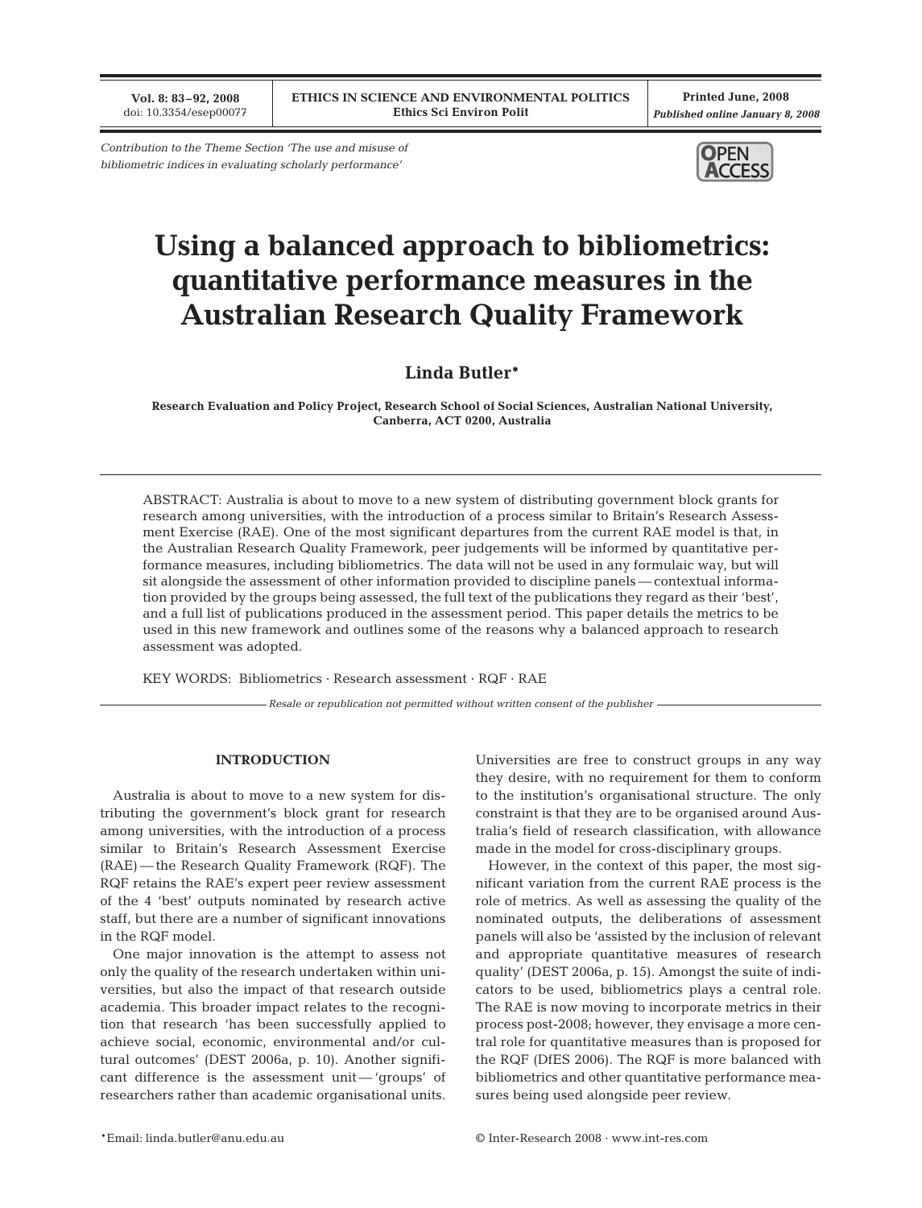*Contribution to the Theme Section 'The use and misuse of bibliometric indices in evaluating scholarly performance'*

# Using a balanced approach to bibliometrics: quantitative performance measures in the Australian Research Quality Framework

**Linda Butler***

**Research Evaluation and Policy Project, Research School of Social Sciences, Australian National University, Canberra, ACT 0200, Australia**

ABSTRACT: Australia is about to move to a new system of distributing government block grants for research among universities, with the introduction of a process similar to Britain's Research Assessment Exercise (RAE). One of the most significant departures from the current RAE model is that, in the Australian Research Quality Framework, peer judgements will be informed by quantitative performance measures, including bibliometrics. The data will not be used in any formulaic way, but will sit alongside the assessment of other information provided to discipline panels — contextual information provided by the groups being assessed, the full text of the publications they regard as their 'best', and a full list of publications produced in the assessment period. This paper details the metrics to be used in this new framework and outlines some of the reasons why a balanced approach to research assessment was adopted.

KEY WORDS: Bibliometrics · Research assessment · RQF · RAE

*Resale or republication not permitted without written consent of the publisher*

## INTRODUCTION

Australia is about to move to a new system for distributing the government's block grant for research among universities, with the introduction of a process similar to Britain's Research Assessment Exercise (RAE) — the Research Quality Framework (RQF). The RQF retains the RAE's expert peer review assessment of the 4 'best' outputs nominated by research active staff, but there are a number of significant innovations in the RQF model.

One major innovation is the attempt to assess not only the quality of the research undertaken within universities, but also the impact of that research outside academia. This broader impact relates to the recognition that research 'has been successfully applied to achieve social, economic, environmental and/or cultural outcomes' (DEST 2006a, p. 10). Another significant difference is the assessment unit — 'groups' of researchers rather than academic organisational units. Universities are free to construct groups in any way they desire, with no requirement for them to conform to the institution's organisational structure. The only constraint is that they are to be organised around Australia's field of research classification, with allowance made in the model for cross-disciplinary groups.

However, in the context of this paper, the most significant variation from the current RAE process is the role of metrics. As well as assessing the quality of the nominated outputs, the deliberations of assessment panels will also be 'assisted by the inclusion of relevant and appropriate quantitative measures of research quality' (DEST 2006a, p. 15). Amongst the suite of indicators to be used, bibliometrics plays a central role. The RAE is now moving to incorporate metrics in their process post-2008; however, they envisage a more central role for quantitative measures than is proposed for the RQF (DfES 2006). The RQF is more balanced with bibliometrics and other quantitative performance measures being used alongside peer review.

*Email: linda.butler@anu.edu.au

© Inter-Research 2008 · www.int-res.com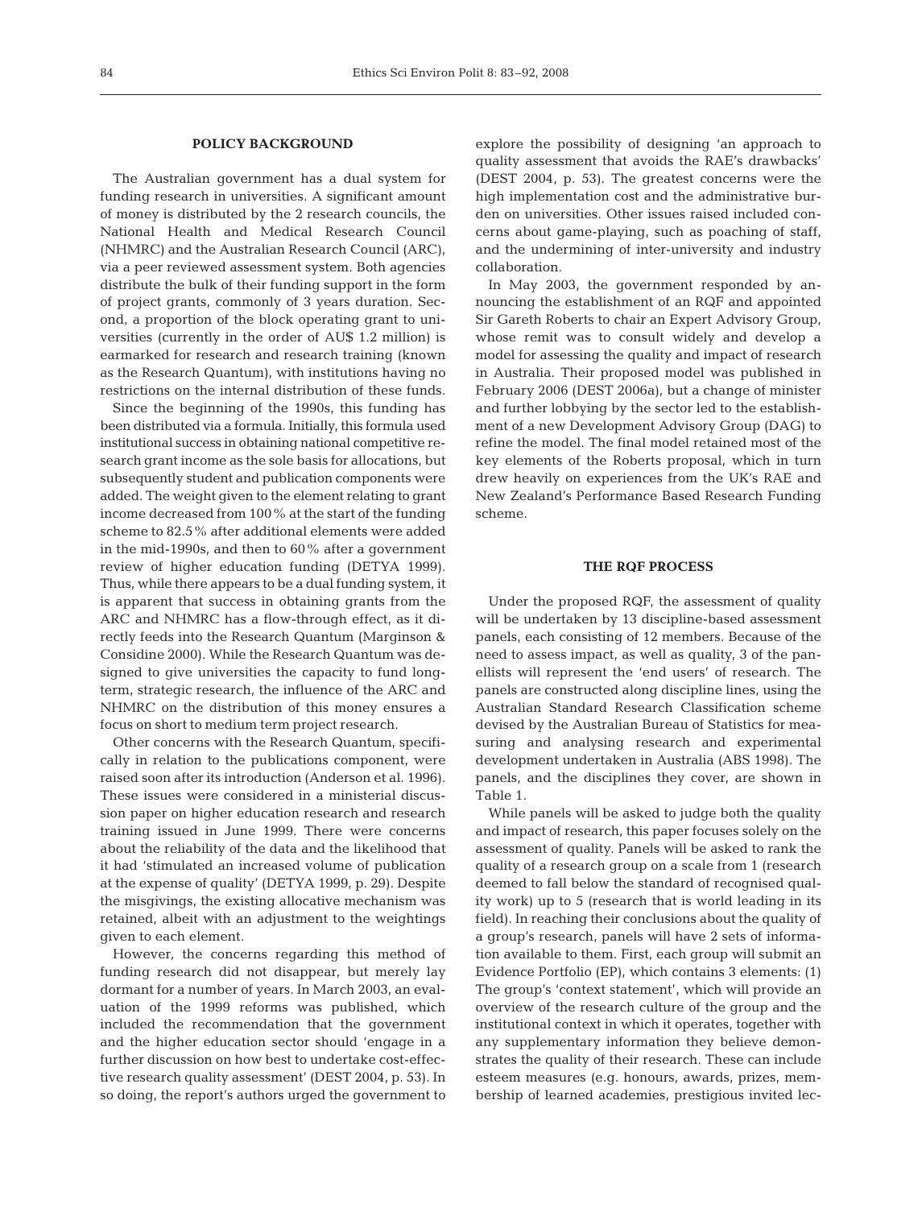## POLICY BACKGROUND

The Australian government has a dual system for funding research in universities. A significant amount of money is distributed by the 2 research councils, the National Health and Medical Research Council (NHMRC) and the Australian Research Council (ARC), via a peer reviewed assessment system. Both agencies distribute the bulk of their funding support in the form of project grants, commonly of 3 years duration. Second, a proportion of the block operating grant to universities (currently in the order of AU$ 1.2 million) is earmarked for research and research training (known as the Research Quantum), with institutions having no restrictions on the internal distribution of these funds.

Since the beginning of the 1990s, this funding has been distributed via a formula. Initially, this formula used institutional success in obtaining national competitive research grant income as the sole basis for allocations, but subsequently student and publication components were added. The weight given to the element relating to grant income decreased from 100% at the start of the funding scheme to 82.5% after additional elements were added in the mid-1990s, and then to 60% after a government review of higher education funding (DETYA 1999). Thus, while there appears to be a dual funding system, it is apparent that success in obtaining grants from the ARC and NHMRC has a flow-through effect, as it directly feeds into the Research Quantum (Marginson & Considine 2000). While the Research Quantum was designed to give universities the capacity to fund long-term, strategic research, the influence of the ARC and NHMRC on the distribution of this money ensures a focus on short to medium term project research.

Other concerns with the Research Quantum, specifically in relation to the publications component, were raised soon after its introduction (Anderson et al. 1996). These issues were considered in a ministerial discussion paper on higher education research and research training issued in June 1999. There were concerns about the reliability of the data and the likelihood that it had 'stimulated an increased volume of publication at the expense of quality' (DETYA 1999, p. 29). Despite the misgivings, the existing allocative mechanism was retained, albeit with an adjustment to the weightings given to each element.

However, the concerns regarding this method of funding research did not disappear, but merely lay dormant for a number of years. In March 2003, an evaluation of the 1999 reforms was published, which included the recommendation that the government and the higher education sector should 'engage in a further discussion on how best to undertake cost-effective research quality assessment' (DEST 2004, p. 53). In so doing, the report's authors urged the government to explore the possibility of designing 'an approach to quality assessment that avoids the RAE's drawbacks' (DEST 2004, p. 53). The greatest concerns were the high implementation cost and the administrative burden on universities. Other issues raised included concerns about game-playing, such as poaching of staff, and the undermining of inter-university and industry collaboration.

In May 2003, the government responded by announcing the establishment of an RQF and appointed Sir Gareth Roberts to chair an Expert Advisory Group, whose remit was to consult widely and develop a model for assessing the quality and impact of research in Australia. Their proposed model was published in February 2006 (DEST 2006a), but a change of minister and further lobbying by the sector led to the establishment of a new Development Advisory Group (DAG) to refine the model. The final model retained most of the key elements of the Roberts proposal, which in turn drew heavily on experiences from the UK's RAE and New Zealand's Performance Based Research Funding scheme.

## THE RQF PROCESS

Under the proposed RQF, the assessment of quality will be undertaken by 13 discipline-based assessment panels, each consisting of 12 members. Because of the need to assess impact, as well as quality, 3 of the panellists will represent the 'end users' of research. The panels are constructed along discipline lines, using the Australian Standard Research Classification scheme devised by the Australian Bureau of Statistics for measuring and analysing research and experimental development undertaken in Australia (ABS 1998). The panels, and the disciplines they cover, are shown in Table 1.

While panels will be asked to judge both the quality and impact of research, this paper focuses solely on the assessment of quality. Panels will be asked to rank the quality of a research group on a scale from 1 (research deemed to fall below the standard of recognised quality work) up to 5 (research that is world leading in its field). In reaching their conclusions about the quality of a group's research, panels will have 2 sets of information available to them. First, each group will submit an Evidence Portfolio (EP), which contains 3 elements: (1) The group's 'context statement', which will provide an overview of the research culture of the group and the institutional context in which it operates, together with any supplementary information they believe demonstrates the quality of their research. These can include esteem measures (e.g. honours, awards, prizes, membership of learned academies, prestigious invited lec-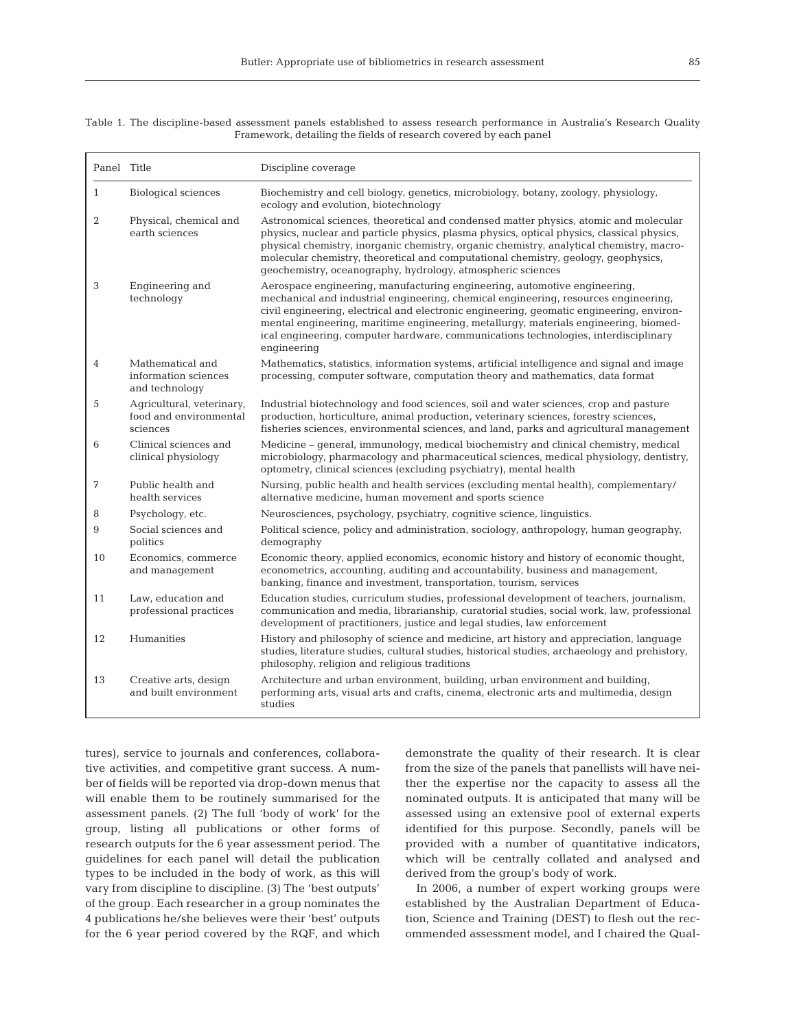Table 1. The discipline-based assessment panels established to assess research performance in Australia's Research Quality Framework, detailing the fields of research covered by each panel

| Panel | Title | Discipline coverage |
|---|---|---|
| 1 | Biological sciences | Biochemistry and cell biology, genetics, microbiology, botany, zoology, physiology, ecology and evolution, biotechnology |
| 2 | Physical, chemical and earth sciences | Astronomical sciences, theoretical and condensed matter physics, atomic and molecular physics, nuclear and particle physics, plasma physics, optical physics, classical physics, physical chemistry, inorganic chemistry, organic chemistry, analytical chemistry, macromolecular chemistry, theoretical and computational chemistry, geology, geophysics, geochemistry, oceanography, hydrology, atmospheric sciences |
| 3 | Engineering and technology | Aerospace engineering, manufacturing engineering, automotive engineering, mechanical and industrial engineering, chemical engineering, resources engineering, civil engineering, electrical and electronic engineering, geomatic engineering, environmental engineering, maritime engineering, metallurgy, materials engineering, biomedical engineering, computer hardware, communications technologies, interdisciplinary engineering |
| 4 | Mathematical and information sciences and technology | Mathematics, statistics, information systems, artificial intelligence and signal and image processing, computer software, computation theory and mathematics, data format |
| 5 | Agricultural, veterinary, food and environmental sciences | Industrial biotechnology and food sciences, soil and water sciences, crop and pasture production, horticulture, animal production, veterinary sciences, forestry sciences, fisheries sciences, environmental sciences, and land, parks and agricultural management |
| 6 | Clinical sciences and clinical physiology | Medicine – general, immunology, medical biochemistry and clinical chemistry, medical microbiology, pharmacology and pharmaceutical sciences, medical physiology, dentistry, optometry, clinical sciences (excluding psychiatry), mental health |
| 7 | Public health and health services | Nursing, public health and health services (excluding mental health), complementary/alternative medicine, human movement and sports science |
| 8 | Psychology, etc. | Neurosciences, psychology, psychiatry, cognitive science, linguistics. |
| 9 | Social sciences and politics | Political science, policy and administration, sociology, anthropology, human geography, demography |
| 10 | Economics, commerce and management | Economic theory, applied economics, economic history and history of economic thought, econometrics, accounting, auditing and accountability, business and management, banking, finance and investment, transportation, tourism, services |
| 11 | Law, education and professional practices | Education studies, curriculum studies, professional development of teachers, journalism, communication and media, librarianship, curatorial studies, social work, law, professional development of practitioners, justice and legal studies, law enforcement |
| 12 | Humanities | History and philosophy of science and medicine, art history and appreciation, language studies, literature studies, cultural studies, historical studies, archaeology and prehistory, philosophy, religion and religious traditions |
| 13 | Creative arts, design and built environment | Architecture and urban environment, building, urban environment and building, performing arts, visual arts and crafts, cinema, electronic arts and multimedia, design studies |

tures), service to journals and conferences, collaborative activities, and competitive grant success. A number of fields will be reported via drop-down menus that will enable them to be routinely summarised for the assessment panels. (2) The full 'body of work' for the group, listing all publications or other forms of research outputs for the 6 year assessment period. The guidelines for each panel will detail the publication types to be included in the body of work, as this will vary from discipline to discipline. (3) The 'best outputs' of the group. Each researcher in a group nominates the 4 publications he/she believes were their 'best' outputs for the 6 year period covered by the RQF, and which demonstrate the quality of their research. It is clear from the size of the panels that panellists will have neither the expertise nor the capacity to assess all the nominated outputs. It is anticipated that many will be assessed using an extensive pool of external experts identified for this purpose. Secondly, panels will be provided with a number of quantitative indicators, which will be centrally collated and analysed and derived from the group's body of work.

In 2006, a number of expert working groups were established by the Australian Department of Education, Science and Training (DEST) to flesh out the recommended assessment model, and I chaired the Qual-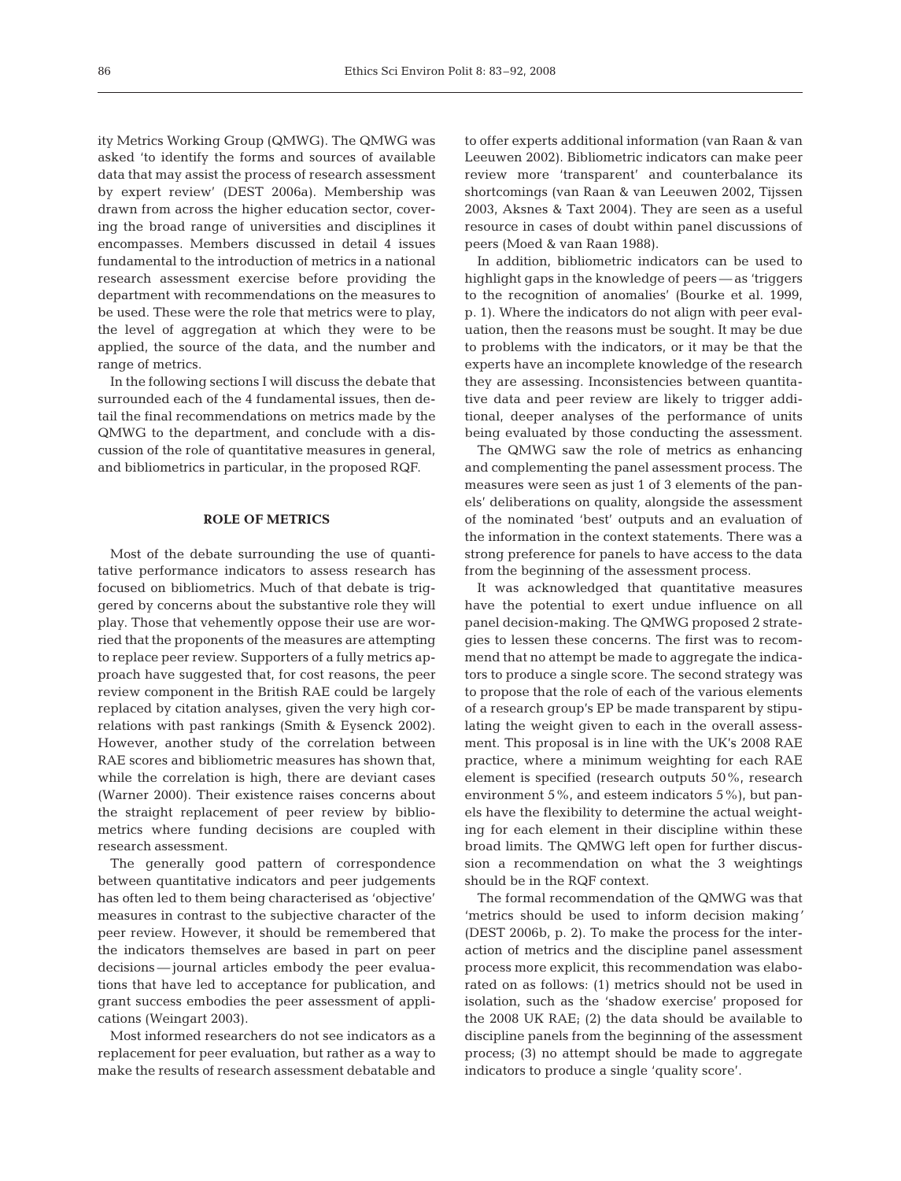ity Metrics Working Group (QMWG). The QMWG was asked 'to identify the forms and sources of available data that may assist the process of research assessment by expert review' (DEST 2006a). Membership was drawn from across the higher education sector, covering the broad range of universities and disciplines it encompasses. Members discussed in detail 4 issues fundamental to the introduction of metrics in a national research assessment exercise before providing the department with recommendations on the measures to be used. These were the role that metrics were to play, the level of aggregation at which they were to be applied, the source of the data, and the number and range of metrics.

In the following sections I will discuss the debate that surrounded each of the 4 fundamental issues, then detail the final recommendations on metrics made by the QMWG to the department, and conclude with a discussion of the role of quantitative measures in general, and bibliometrics in particular, in the proposed RQF.

## ROLE OF METRICS

Most of the debate surrounding the use of quantitative performance indicators to assess research has focused on bibliometrics. Much of that debate is triggered by concerns about the substantive role they will play. Those that vehemently oppose their use are worried that the proponents of the measures are attempting to replace peer review. Supporters of a fully metrics approach have suggested that, for cost reasons, the peer review component in the British RAE could be largely replaced by citation analyses, given the very high correlations with past rankings (Smith & Eysenck 2002). However, another study of the correlation between RAE scores and bibliometric measures has shown that, while the correlation is high, there are deviant cases (Warner 2000). Their existence raises concerns about the straight replacement of peer review by bibliometrics where funding decisions are coupled with research assessment.

The generally good pattern of correspondence between quantitative indicators and peer judgements has often led to them being characterised as 'objective' measures in contrast to the subjective character of the peer review. However, it should be remembered that the indicators themselves are based in part on peer decisions — journal articles embody the peer evaluations that have led to acceptance for publication, and grant success embodies the peer assessment of applications (Weingart 2003).

Most informed researchers do not see indicators as a replacement for peer evaluation, but rather as a way to make the results of research assessment debatable and to offer experts additional information (van Raan & van Leeuwen 2002). Bibliometric indicators can make peer review more 'transparent' and counterbalance its shortcomings (van Raan & van Leeuwen 2002, Tijssen 2003, Aksnes & Taxt 2004). They are seen as a useful resource in cases of doubt within panel discussions of peers (Moed & van Raan 1988).

In addition, bibliometric indicators can be used to highlight gaps in the knowledge of peers — as 'triggers to the recognition of anomalies' (Bourke et al. 1999, p. 1). Where the indicators do not align with peer evaluation, then the reasons must be sought. It may be due to problems with the indicators, or it may be that the experts have an incomplete knowledge of the research they are assessing. Inconsistencies between quantitative data and peer review are likely to trigger additional, deeper analyses of the performance of units being evaluated by those conducting the assessment.

The QMWG saw the role of metrics as enhancing and complementing the panel assessment process. The measures were seen as just 1 of 3 elements of the panels' deliberations on quality, alongside the assessment of the nominated 'best' outputs and an evaluation of the information in the context statements. There was a strong preference for panels to have access to the data from the beginning of the assessment process.

It was acknowledged that quantitative measures have the potential to exert undue influence on all panel decision-making. The QMWG proposed 2 strategies to lessen these concerns. The first was to recommend that no attempt be made to aggregate the indicators to produce a single score. The second strategy was to propose that the role of each of the various elements of a research group's EP be made transparent by stipulating the weight given to each in the overall assessment. This proposal is in line with the UK's 2008 RAE practice, where a minimum weighting for each RAE element is specified (research outputs 50%, research environment 5%, and esteem indicators 5%), but panels have the flexibility to determine the actual weighting for each element in their discipline within these broad limits. The QMWG left open for further discussion a recommendation on what the 3 weightings should be in the RQF context.

The formal recommendation of the QMWG was that 'metrics should be used to inform decision making' (DEST 2006b, p. 2). To make the process for the interaction of metrics and the discipline panel assessment process more explicit, this recommendation was elaborated on as follows: (1) metrics should not be used in isolation, such as the 'shadow exercise' proposed for the 2008 UK RAE; (2) the data should be available to discipline panels from the beginning of the assessment process; (3) no attempt should be made to aggregate indicators to produce a single 'quality score'.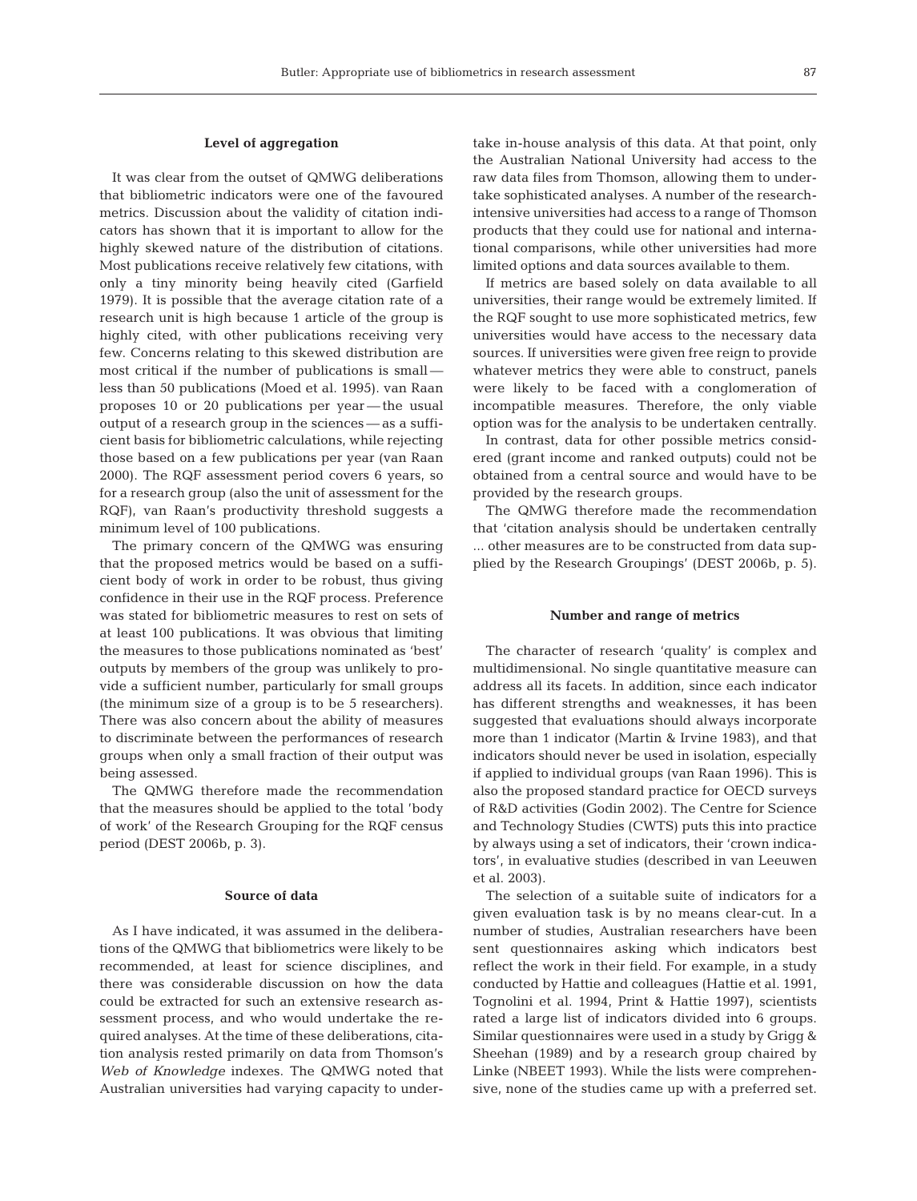### Level of aggregation

It was clear from the outset of QMWG deliberations that bibliometric indicators were one of the favoured metrics. Discussion about the validity of citation indicators has shown that it is important to allow for the highly skewed nature of the distribution of citations. Most publications receive relatively few citations, with only a tiny minority being heavily cited (Garfield 1979). It is possible that the average citation rate of a research unit is high because 1 article of the group is highly cited, with other publications receiving very few. Concerns relating to this skewed distribution are most critical if the number of publications is small — less than 50 publications (Moed et al. 1995). van Raan proposes 10 or 20 publications per year — the usual output of a research group in the sciences — as a sufficient basis for bibliometric calculations, while rejecting those based on a few publications per year (van Raan 2000). The RQF assessment period covers 6 years, so for a research group (also the unit of assessment for the RQF), van Raan's productivity threshold suggests a minimum level of 100 publications.

The primary concern of the QMWG was ensuring that the proposed metrics would be based on a sufficient body of work in order to be robust, thus giving confidence in their use in the RQF process. Preference was stated for bibliometric measures to rest on sets of at least 100 publications. It was obvious that limiting the measures to those publications nominated as 'best' outputs by members of the group was unlikely to provide a sufficient number, particularly for small groups (the minimum size of a group is to be 5 researchers). There was also concern about the ability of measures to discriminate between the performances of research groups when only a small fraction of their output was being assessed.

The QMWG therefore made the recommendation that the measures should be applied to the total 'body of work' of the Research Grouping for the RQF census period (DEST 2006b, p. 3).

### Source of data

As I have indicated, it was assumed in the deliberations of the QMWG that bibliometrics were likely to be recommended, at least for science disciplines, and there was considerable discussion on how the data could be extracted for such an extensive research assessment process, and who would undertake the required analyses. At the time of these deliberations, citation analysis rested primarily on data from Thomson's *Web of Knowledge* indexes. The QMWG noted that Australian universities had varying capacity to undertake in-house analysis of this data. At that point, only the Australian National University had access to the raw data files from Thomson, allowing them to undertake sophisticated analyses. A number of the research-intensive universities had access to a range of Thomson products that they could use for national and international comparisons, while other universities had more limited options and data sources available to them.

If metrics are based solely on data available to all universities, their range would be extremely limited. If the RQF sought to use more sophisticated metrics, few universities would have access to the necessary data sources. If universities were given free reign to provide whatever metrics they were able to construct, panels were likely to be faced with a conglomeration of incompatible measures. Therefore, the only viable option was for the analysis to be undertaken centrally.

In contrast, data for other possible metrics considered (grant income and ranked outputs) could not be obtained from a central source and would have to be provided by the research groups.

The QMWG therefore made the recommendation that 'citation analysis should be undertaken centrally ... other measures are to be constructed from data supplied by the Research Groupings' (DEST 2006b, p. 5).

### Number and range of metrics

The character of research 'quality' is complex and multidimensional. No single quantitative measure can address all its facets. In addition, since each indicator has different strengths and weaknesses, it has been suggested that evaluations should always incorporate more than 1 indicator (Martin & Irvine 1983), and that indicators should never be used in isolation, especially if applied to individual groups (van Raan 1996). This is also the proposed standard practice for OECD surveys of R&D activities (Godin 2002). The Centre for Science and Technology Studies (CWTS) puts this into practice by always using a set of indicators, their 'crown indicators', in evaluative studies (described in van Leeuwen et al. 2003).

The selection of a suitable suite of indicators for a given evaluation task is by no means clear-cut. In a number of studies, Australian researchers have been sent questionnaires asking which indicators best reflect the work in their field. For example, in a study conducted by Hattie and colleagues (Hattie et al. 1991, Tognolini et al. 1994, Print & Hattie 1997), scientists rated a large list of indicators divided into 6 groups. Similar questionnaires were used in a study by Grigg & Sheehan (1989) and by a research group chaired by Linke (NBEET 1993). While the lists were comprehensive, none of the studies came up with a preferred set.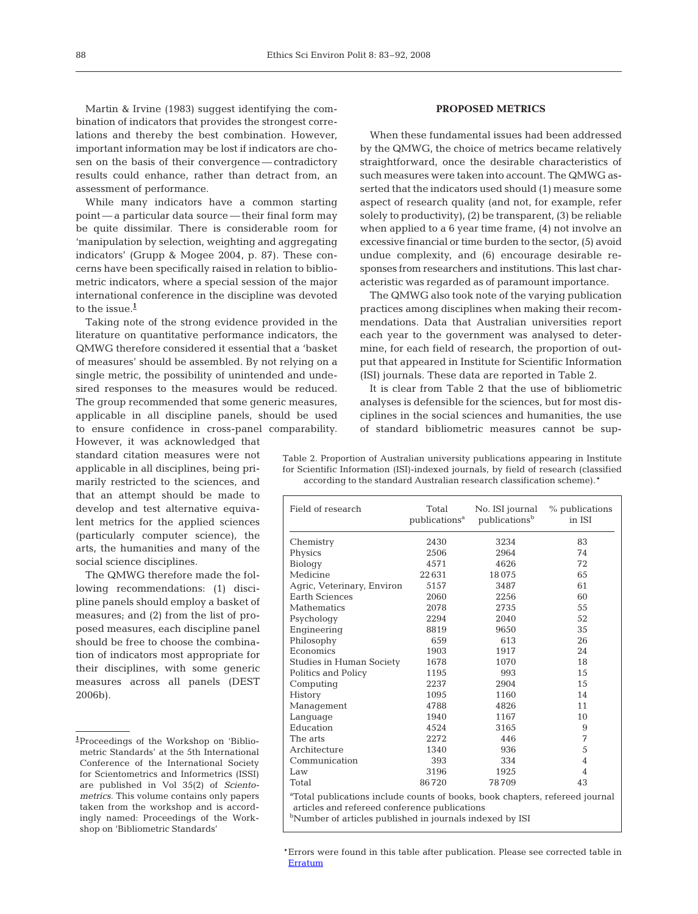Martin & Irvine (1983) suggest identifying the combination of indicators that provides the strongest correlations and thereby the best combination. However, important information may be lost if indicators are chosen on the basis of their convergence — contradictory results could enhance, rather than detract from, an assessment of performance.

While many indicators have a common starting point — a particular data source — their final form may be quite dissimilar. There is considerable room for 'manipulation by selection, weighting and aggregating indicators' (Grupp & Mogee 2004, p. 87). These concerns have been specifically raised in relation to bibliometric indicators, where a special session of the major international conference in the discipline was devoted to the issue.[1]

Taking note of the strong evidence provided in the literature on quantitative performance indicators, the QMWG therefore considered it essential that a 'basket of measures' should be assembled. By not relying on a single metric, the possibility of unintended and undesired responses to the measures would be reduced. The group recommended that some generic measures, applicable in all discipline panels, should be used to ensure confidence in cross-panel comparability. However, it was acknowledged that standard citation measures were not applicable in all disciplines, being primarily restricted to the sciences, and that an attempt should be made to develop and test alternative equivalent metrics for the applied sciences (particularly computer science), the arts, the humanities and many of the social science disciplines.

The QMWG therefore made the following recommendations: (1) discipline panels should employ a basket of measures; and (2) from the list of proposed measures, each discipline panel should be free to choose the combination of indicators most appropriate for their disciplines, with some generic measures across all panels (DEST 2006b).

[1]Proceedings of the Workshop on 'Bibliometric Standards' at the 5th International Conference of the International Society for Scientometrics and Informetrics (ISSI) are published in Vol 35(2) of *Scientometrics*. This volume contains only papers taken from the workshop and is accordingly named: Proceedings of the Workshop on 'Bibliometric Standards'

## PROPOSED METRICS

When these fundamental issues had been addressed by the QMWG, the choice of metrics became relatively straightforward, once the desirable characteristics of such measures were taken into account. The QMWG asserted that the indicators used should (1) measure some aspect of research quality (and not, for example, refer solely to productivity), (2) be transparent, (3) be reliable when applied to a 6 year time frame, (4) not involve an excessive financial or time burden to the sector, (5) avoid undue complexity, and (6) encourage desirable responses from researchers and institutions. This last characteristic was regarded as of paramount importance.

The QMWG also took note of the varying publication practices among disciplines when making their recommendations. Data that Australian universities report each year to the government was analysed to determine, for each field of research, the proportion of output that appeared in Institute for Scientific Information (ISI) journals. These data are reported in Table 2.

It is clear from Table 2 that the use of bibliometric analyses is defensible for the sciences, but for most disciplines in the social sciences and humanities, the use of standard bibliometric measures cannot be sup-

Table 2. Proportion of Australian university publications appearing in Institute for Scientific Information (ISI)-indexed journals, by field of research (classified according to the standard Australian research classification scheme).•

| Field of research | Total publications[a] | No. ISI journal publications[b] | % publications in ISI |
|---|---|---|---|
| Chemistry | 2430 | 3234 | 83 |
| Physics | 2506 | 2964 | 74 |
| Biology | 4571 | 4626 | 72 |
| Medicine | 22631 | 18075 | 65 |
| Agric, Veterinary, Environ | 5157 | 3487 | 61 |
| Earth Sciences | 2060 | 2256 | 60 |
| Mathematics | 2078 | 2735 | 55 |
| Psychology | 2294 | 2040 | 52 |
| Engineering | 8819 | 9650 | 35 |
| Philosophy | 659 | 613 | 26 |
| Economics | 1903 | 1917 | 24 |
| Studies in Human Society | 1678 | 1070 | 18 |
| Politics and Policy | 1195 | 993 | 15 |
| Computing | 2237 | 2904 | 15 |
| History | 1095 | 1160 | 14 |
| Management | 4788 | 4826 | 11 |
| Language | 1940 | 1167 | 10 |
| Education | 4524 | 3165 | 9 |
| The arts | 2272 | 446 | 7 |
| Architecture | 1340 | 936 | 5 |
| Communication | 393 | 334 | 4 |
| Law | 3196 | 1925 | 4 |
| Total | 86720 | 78709 | 43 |

[a]Total publications include counts of books, book chapters, refereed journal articles and refereed conference publications

[b]Number of articles published in journals indexed by ISI

•Errors were found in this table after publication. Please see corrected table in Erratum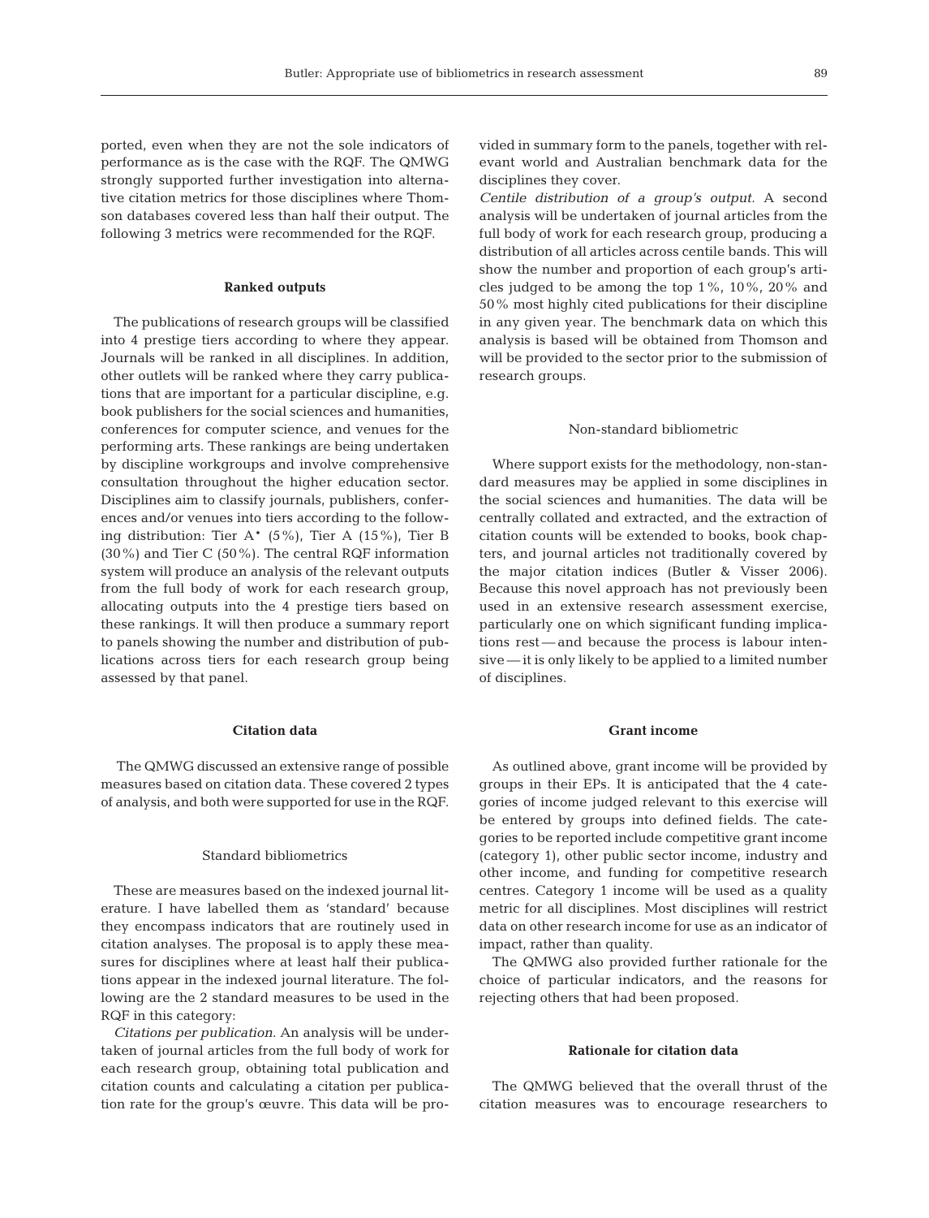ported, even when they are not the sole indicators of performance as is the case with the RQF. The QMWG strongly supported further investigation into alternative citation metrics for those disciplines where Thomson databases covered less than half their output. The following 3 metrics were recommended for the RQF.

## Ranked outputs

The publications of research groups will be classified into 4 prestige tiers according to where they appear. Journals will be ranked in all disciplines. In addition, other outlets will be ranked where they carry publications that are important for a particular discipline, e.g. book publishers for the social sciences and humanities, conferences for computer science, and venues for the performing arts. These rankings are being undertaken by discipline workgroups and involve comprehensive consultation throughout the higher education sector. Disciplines aim to classify journals, publishers, conferences and/or venues into tiers according to the following distribution: Tier A* (5%), Tier A (15%), Tier B (30%) and Tier C (50%). The central RQF information system will produce an analysis of the relevant outputs from the full body of work for each research group, allocating outputs into the 4 prestige tiers based on these rankings. It will then produce a summary report to panels showing the number and distribution of publications across tiers for each research group being assessed by that panel.

## Citation data

The QMWG discussed an extensive range of possible measures based on citation data. These covered 2 types of analysis, and both were supported for use in the RQF.

### Standard bibliometrics

These are measures based on the indexed journal literature. I have labelled them as 'standard' because they encompass indicators that are routinely used in citation analyses. The proposal is to apply these measures for disciplines where at least half their publications appear in the indexed journal literature. The following are the 2 standard measures to be used in the RQF in this category:

*Citations per publication.* An analysis will be undertaken of journal articles from the full body of work for each research group, obtaining total publication and citation counts and calculating a citation per publication rate for the group's œuvre. This data will be provided in summary form to the panels, together with relevant world and Australian benchmark data for the disciplines they cover.

*Centile distribution of a group's output.* A second analysis will be undertaken of journal articles from the full body of work for each research group, producing a distribution of all articles across centile bands. This will show the number and proportion of each group's articles judged to be among the top 1%, 10%, 20% and 50% most highly cited publications for their discipline in any given year. The benchmark data on which this analysis is based will be obtained from Thomson and will be provided to the sector prior to the submission of research groups.

### Non-standard bibliometric

Where support exists for the methodology, non-standard measures may be applied in some disciplines in the social sciences and humanities. The data will be centrally collated and extracted, and the extraction of citation counts will be extended to books, book chapters, and journal articles not traditionally covered by the major citation indices (Butler & Visser 2006). Because this novel approach has not previously been used in an extensive research assessment exercise, particularly one on which significant funding implications rest — and because the process is labour intensive — it is only likely to be applied to a limited number of disciplines.

## Grant income

As outlined above, grant income will be provided by groups in their EPs. It is anticipated that the 4 categories of income judged relevant to this exercise will be entered by groups into defined fields. The categories to be reported include competitive grant income (category 1), other public sector income, industry and other income, and funding for competitive research centres. Category 1 income will be used as a quality metric for all disciplines. Most disciplines will restrict data on other research income for use as an indicator of impact, rather than quality.

The QMWG also provided further rationale for the choice of particular indicators, and the reasons for rejecting others that had been proposed.

## Rationale for citation data

The QMWG believed that the overall thrust of the citation measures was to encourage researchers to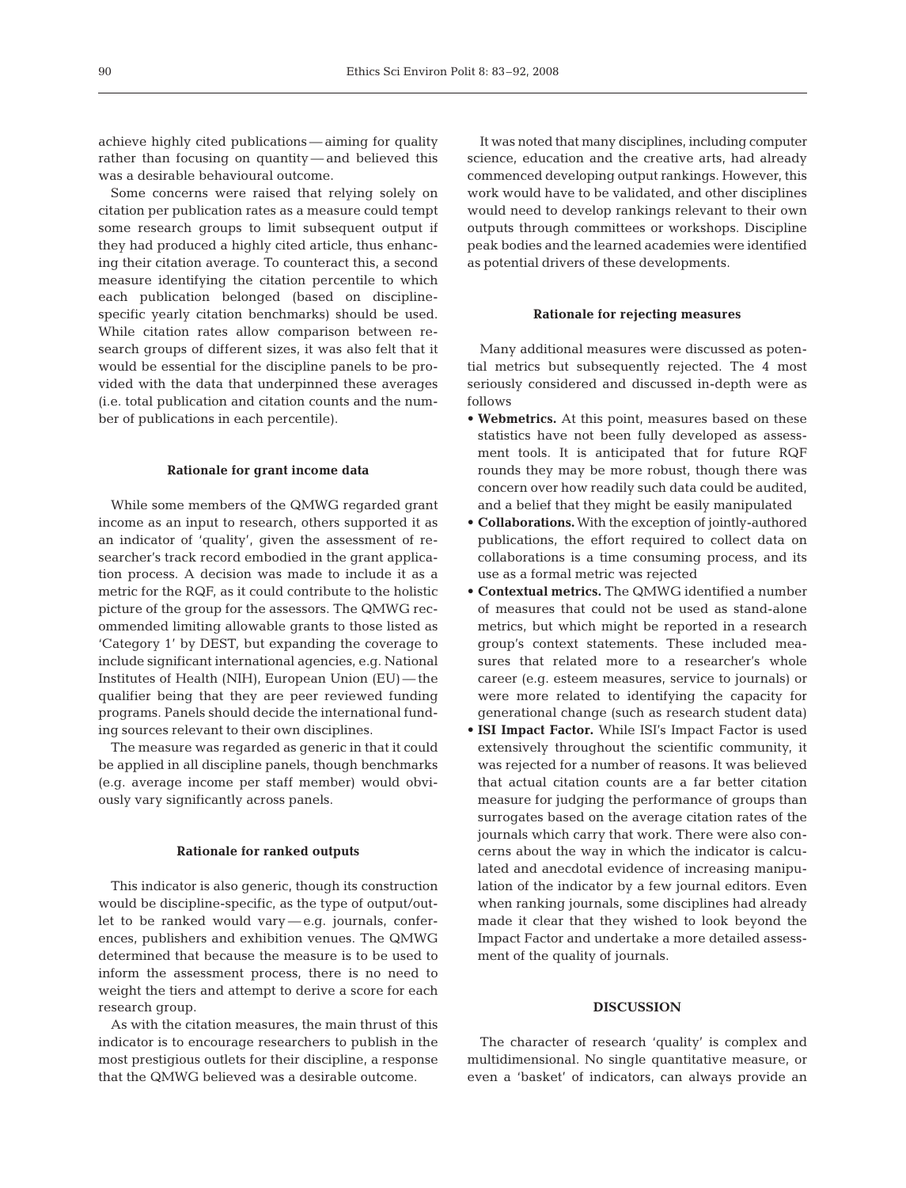achieve highly cited publications — aiming for quality rather than focusing on quantity — and believed this was a desirable behavioural outcome.

Some concerns were raised that relying solely on citation per publication rates as a measure could tempt some research groups to limit subsequent output if they had produced a highly cited article, thus enhancing their citation average. To counteract this, a second measure identifying the citation percentile to which each publication belonged (based on discipline-specific yearly citation benchmarks) should be used. While citation rates allow comparison between research groups of different sizes, it was also felt that it would be essential for the discipline panels to be provided with the data that underpinned these averages (i.e. total publication and citation counts and the number of publications in each percentile).

### Rationale for grant income data

While some members of the QMWG regarded grant income as an input to research, others supported it as an indicator of 'quality', given the assessment of researcher's track record embodied in the grant application process. A decision was made to include it as a metric for the RQF, as it could contribute to the holistic picture of the group for the assessors. The QMWG recommended limiting allowable grants to those listed as 'Category 1' by DEST, but expanding the coverage to include significant international agencies, e.g. National Institutes of Health (NIH), European Union (EU) — the qualifier being that they are peer reviewed funding programs. Panels should decide the international funding sources relevant to their own disciplines.

The measure was regarded as generic in that it could be applied in all discipline panels, though benchmarks (e.g. average income per staff member) would obviously vary significantly across panels.

### Rationale for ranked outputs

This indicator is also generic, though its construction would be discipline-specific, as the type of output/outlet to be ranked would vary — e.g. journals, conferences, publishers and exhibition venues. The QMWG determined that because the measure is to be used to inform the assessment process, there is no need to weight the tiers and attempt to derive a score for each research group.

As with the citation measures, the main thrust of this indicator is to encourage researchers to publish in the most prestigious outlets for their discipline, a response that the QMWG believed was a desirable outcome.

It was noted that many disciplines, including computer science, education and the creative arts, had already commenced developing output rankings. However, this work would have to be validated, and other disciplines would need to develop rankings relevant to their own outputs through committees or workshops. Discipline peak bodies and the learned academies were identified as potential drivers of these developments.

### Rationale for rejecting measures

Many additional measures were discussed as potential metrics but subsequently rejected. The 4 most seriously considered and discussed in-depth were as follows

- **Webmetrics.** At this point, measures based on these statistics have not been fully developed as assessment tools. It is anticipated that for future RQF rounds they may be more robust, though there was concern over how readily such data could be audited, and a belief that they might be easily manipulated
- **Collaborations.** With the exception of jointly-authored publications, the effort required to collect data on collaborations is a time consuming process, and its use as a formal metric was rejected
- **Contextual metrics.** The QMWG identified a number of measures that could not be used as stand-alone metrics, but which might be reported in a research group's context statements. These included measures that related more to a researcher's whole career (e.g. esteem measures, service to journals) or were more related to identifying the capacity for generational change (such as research student data)
- **ISI Impact Factor.** While ISI's Impact Factor is used extensively throughout the scientific community, it was rejected for a number of reasons. It was believed that actual citation counts are a far better citation measure for judging the performance of groups than surrogates based on the average citation rates of the journals which carry that work. There were also concerns about the way in which the indicator is calculated and anecdotal evidence of increasing manipulation of the indicator by a few journal editors. Even when ranking journals, some disciplines had already made it clear that they wished to look beyond the Impact Factor and undertake a more detailed assessment of the quality of journals.

## DISCUSSION

The character of research 'quality' is complex and multidimensional. No single quantitative measure, or even a 'basket' of indicators, can always provide an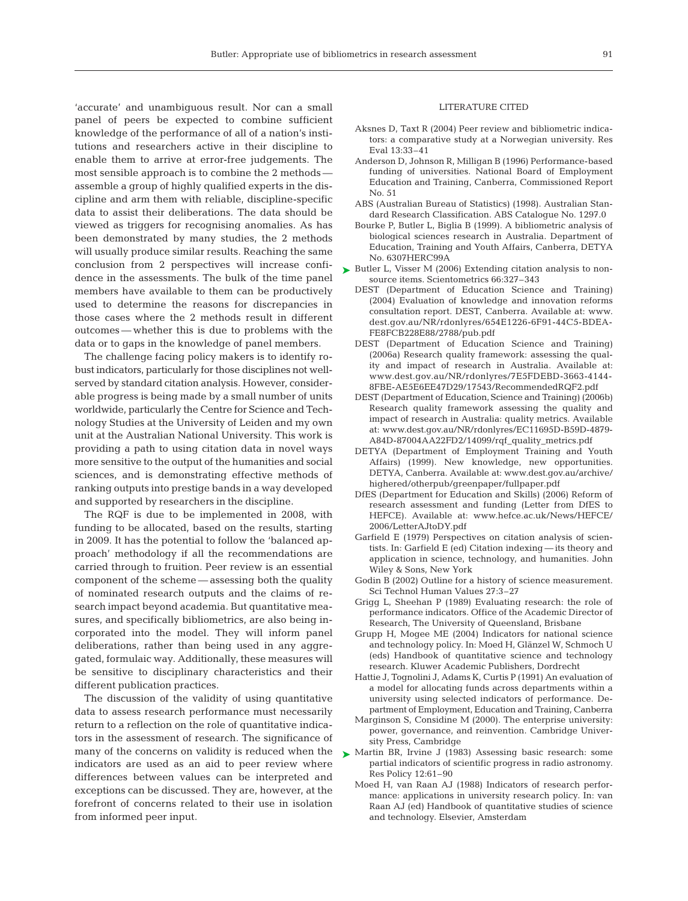'accurate' and unambiguous result. Nor can a small panel of peers be expected to combine sufficient knowledge of the performance of all of a nation's institutions and researchers active in their discipline to enable them to arrive at error-free judgements. The most sensible approach is to combine the 2 methods — assemble a group of highly qualified experts in the discipline and arm them with reliable, discipline-specific data to assist their deliberations. The data should be viewed as triggers for recognising anomalies. As has been demonstrated by many studies, the 2 methods will usually produce similar results. Reaching the same conclusion from 2 perspectives will increase confidence in the assessments. The bulk of the time panel members have available to them can be productively used to determine the reasons for discrepancies in those cases where the 2 methods result in different outcomes — whether this is due to problems with the data or to gaps in the knowledge of panel members.

The challenge facing policy makers is to identify robust indicators, particularly for those disciplines not well-served by standard citation analysis. However, considerable progress is being made by a small number of units worldwide, particularly the Centre for Science and Technology Studies at the University of Leiden and my own unit at the Australian National University. This work is providing a path to using citation data in novel ways more sensitive to the output of the humanities and social sciences, and is demonstrating effective methods of ranking outputs into prestige bands in a way developed and supported by researchers in the discipline.

The RQF is due to be implemented in 2008, with funding to be allocated, based on the results, starting in 2009. It has the potential to follow the 'balanced approach' methodology if all the recommendations are carried through to fruition. Peer review is an essential component of the scheme — assessing both the quality of nominated research outputs and the claims of research impact beyond academia. But quantitative measures, and specifically bibliometrics, are also being incorporated into the model. They will inform panel deliberations, rather than being used in any aggregated, formulaic way. Additionally, these measures will be sensitive to disciplinary characteristics and their different publication practices.

The discussion of the validity of using quantitative data to assess research performance must necessarily return to a reflection on the role of quantitative indicators in the assessment of research. The significance of many of the concerns on validity is reduced when the indicators are used as an aid to peer review where differences between values can be interpreted and exceptions can be discussed. They are, however, at the forefront of concerns related to their use in isolation from informed peer input.

## LITERATURE CITED

Aksnes D, Taxt R (2004) Peer review and bibliometric indicators: a comparative study at a Norwegian university. Res Eval 13:33–41

Anderson D, Johnson R, Milligan B (1996) Performance-based funding of universities. National Board of Employment Education and Training, Canberra, Commissioned Report No. 51

ABS (Australian Bureau of Statistics) (1998). Australian Standard Research Classification. ABS Catalogue No. 1297.0

Bourke P, Butler L, Biglia B (1999). A bibliometric analysis of biological sciences research in Australia. Department of Education, Training and Youth Affairs, Canberra, DETYA No. 6307HERC99A

Butler L, Visser M (2006) Extending citation analysis to non-source items. Scientometrics 66:327–343

DEST (Department of Education Science and Training) (2004) Evaluation of knowledge and innovation reforms consultation report. DEST, Canberra. Available at: www.dest.gov.au/NR/rdonlyres/654E1226-6F91-44C5-BDEA-FE8FCB228E88/2788/pub.pdf

DEST (Department of Education Science and Training) (2006a) Research quality framework: assessing the quality and impact of research in Australia. Available at: www.dest.gov.au/NR/rdonlyres/7E5FDEBD-3663-4144-8FBE-AE5E6EE47D29/17543/RecommendedRQF2.pdf

DEST (Department of Education, Science and Training) (2006b) Research quality framework assessing the quality and impact of research in Australia: quality metrics. Available at: www.dest.gov.au/NR/rdonlyres/EC11695D-B59D-4879-A84D-87004AA22FD2/14099/rqf_quality_metrics.pdf

DETYA (Department of Employment Training and Youth Affairs) (1999). New knowledge, new opportunities. DETYA, Canberra. Available at: www.dest.gov.au/archive/highered/otherpub/greenpaper/fullpaper.pdf

DfES (Department for Education and Skills) (2006) Reform of research assessment and funding (Letter from DfES to HEFCE). Available at: www.hefce.ac.uk/News/HEFCE/2006/LetterAJtoDY.pdf

Garfield E (1979) Perspectives on citation analysis of scientists. In: Garfield E (ed) Citation indexing — its theory and application in science, technology, and humanities. John Wiley & Sons, New York

Godin B (2002) Outline for a history of science measurement. Sci Technol Human Values 27:3–27

Grigg L, Sheehan P (1989) Evaluating research: the role of performance indicators. Office of the Academic Director of Research, The University of Queensland, Brisbane

Grupp H, Mogee ME (2004) Indicators for national science and technology policy. In: Moed H, Glänzel W, Schmoch U (eds) Handbook of quantitative science and technology research. Kluwer Academic Publishers, Dordrecht

Hattie J, Tognolini J, Adams K, Curtis P (1991) An evaluation of a model for allocating funds across departments within a university using selected indicators of performance. Department of Employment, Education and Training, Canberra

Marginson S, Considine M (2000). The enterprise university: power, governance, and reinvention. Cambridge University Press, Cambridge

Martin BR, Irvine J (1983) Assessing basic research: some partial indicators of scientific progress in radio astronomy. Res Policy 12:61–90

Moed H, van Raan AJ (1988) Indicators of research performance: applications in university research policy. In: van Raan AJ (ed) Handbook of quantitative studies of science and technology. Elsevier, Amsterdam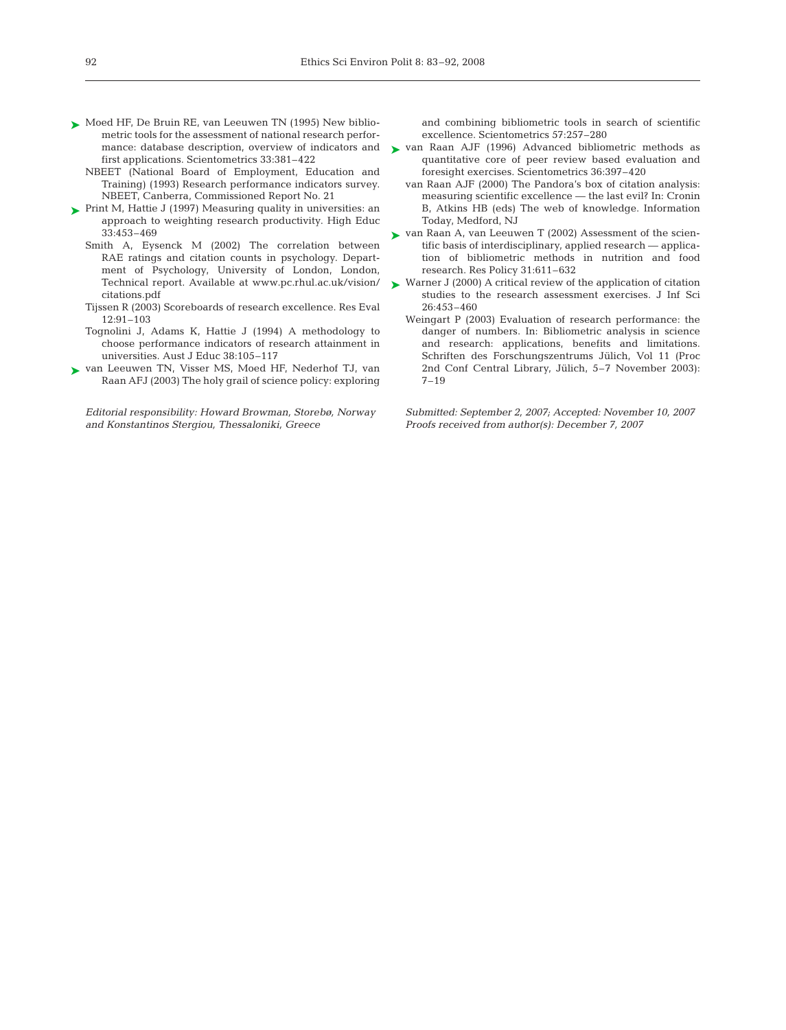Moed HF, De Bruin RE, van Leeuwen TN (1995) New bibliometric tools for the assessment of national research performance: database description, overview of indicators and first applications. Scientometrics 33:381–422

NBEET (National Board of Employment, Education and Training) (1993) Research performance indicators survey. NBEET, Canberra, Commissioned Report No. 21

Print M, Hattie J (1997) Measuring quality in universities: an approach to weighting research productivity. High Educ 33:453–469

Smith A, Eysenck M (2002) The correlation between RAE ratings and citation counts in psychology. Department of Psychology, University of London, London, Technical report. Available at www.pc.rhul.ac.uk/vision/citations.pdf

Tijssen R (2003) Scoreboards of research excellence. Res Eval 12:91–103

Tognolini J, Adams K, Hattie J (1994) A methodology to choose performance indicators of research attainment in universities. Aust J Educ 38:105–117

van Leeuwen TN, Visser MS, Moed HF, Nederhof TJ, van Raan AFJ (2003) The holy grail of science policy: exploring and combining bibliometric tools in search of scientific excellence. Scientometrics 57:257–280

van Raan AJF (1996) Advanced bibliometric methods as quantitative core of peer review based evaluation and foresight exercises. Scientometrics 36:397–420

van Raan AJF (2000) The Pandora's box of citation analysis: measuring scientific excellence — the last evil? In: Cronin B, Atkins HB (eds) The web of knowledge. Information Today, Medford, NJ

van Raan A, van Leeuwen T (2002) Assessment of the scientific basis of interdisciplinary, applied research — application of bibliometric methods in nutrition and food research. Res Policy 31:611–632

Warner J (2000) A critical review of the application of citation studies to the research assessment exercises. J Inf Sci 26:453–460

Weingart P (2003) Evaluation of research performance: the danger of numbers. In: Bibliometric analysis in science and research: applications, benefits and limitations. Schriften des Forschungszentrums Jülich, Vol 11 (Proc 2nd Conf Central Library, Jülich, 5–7 November 2003): 7–19

*Editorial responsibility: Howard Browman, Storebø, Norway and Konstantinos Stergiou, Thessaloniki, Greece*

*Submitted: September 2, 2007; Accepted: November 10, 2007*
*Proofs received from author(s): December 7, 2007*